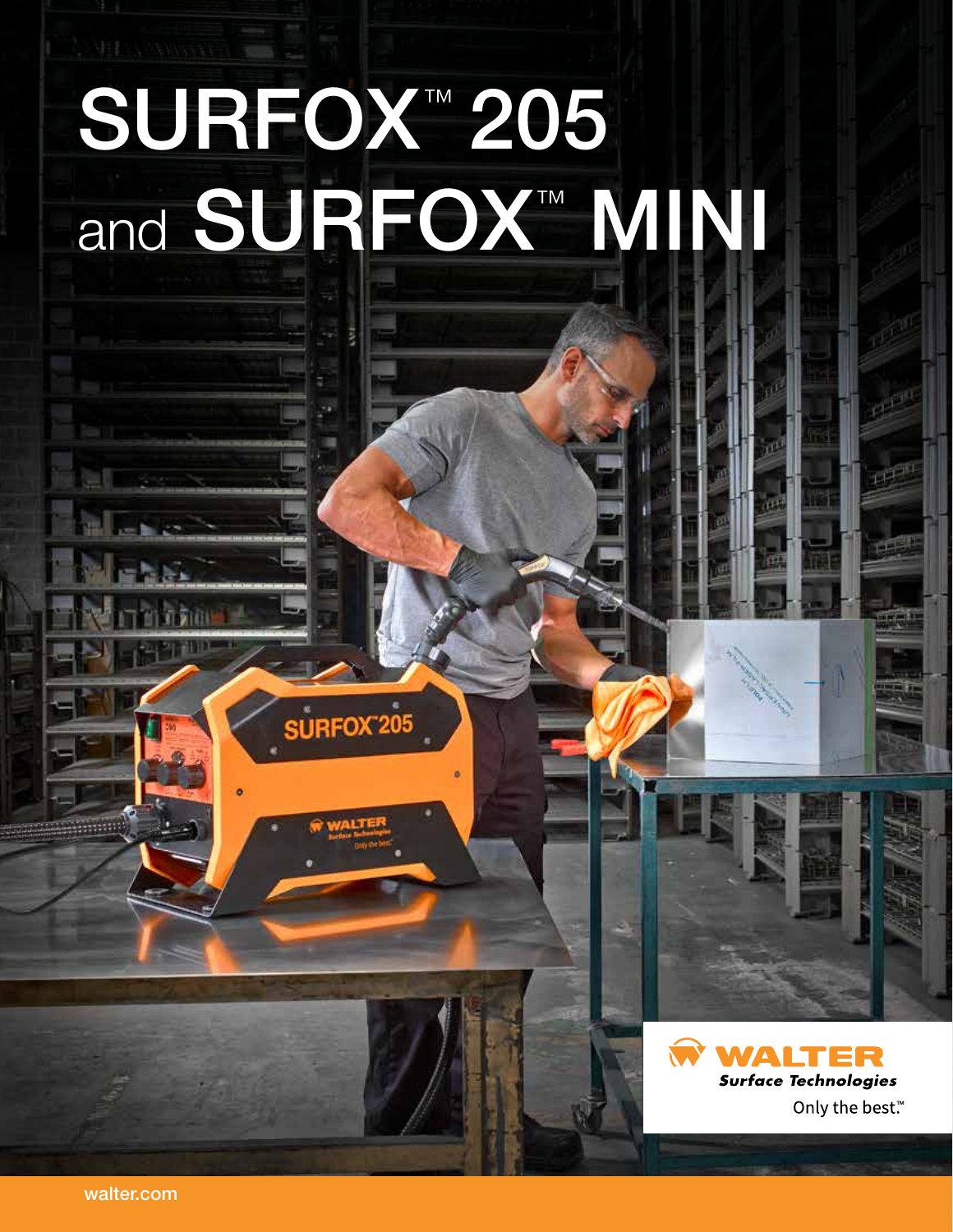# SURFOX™ 205 and SURFOX™ MINI

WALTER
*Surface Technologies*
Only the best.™

walter.com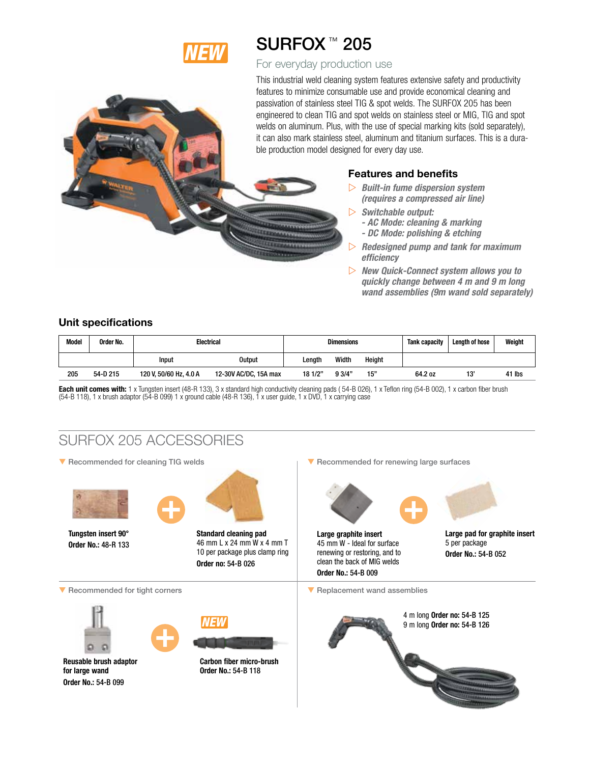NEW

# SURFOX ™ 205

## For everyday production use

This industrial weld cleaning system features extensive safety and productivity features to minimize consumable use and provide economical cleaning and passivation of stainless steel TIG & spot welds. The SURFOX 205 has been engineered to clean TIG and spot welds on stainless steel or MIG, TIG and spot welds on aluminum. Plus, with the use of special marking kits (sold separately), it can also mark stainless steel, aluminum and titanium surfaces. This is a durable production model designed for every day use.

### Features and benefits

- *Built-in fume dispersion system (requires a compressed air line)*
- *Switchable output:*
  - *AC Mode: cleaning & marking*
  - *DC Mode: polishing & etching*
- *Redesigned pump and tank for maximum efficiency*
- *New Quick-Connect system allows you to quickly change between 4 m and 9 m long wand assemblies (9m wand sold separately)*

### Unit specifications

| Model | Order No. | Electrical | | Dimensions | | | Tank capacity | Length of hose | Weight |
|---|---|---|---|---|---|---|---|---|---|
| | | Input | Output | Length | Width | Height | | | |
| 205 | 54-D 215 | 120 V, 50/60 Hz, 4.0 A | 12-30V AC/DC, 15A max | 18 1/2" | 9 3/4" | 15" | 64.2 oz | 13' | 41 lbs |

**Each unit comes with:** 1 x Tungsten insert (48-R 133), 3 x standard high conductivity cleaning pads ( 54-B 026), 1 x Teflon ring (54-B 002), 1 x carbon fiber brush (54-B 118), 1 x brush adaptor (54-B 099) 1 x ground cable (48-R 136), 1 x user guide, 1 x DVD, 1 x carrying case

## SURFOX 205 ACCESSORIES

**Recommended for cleaning TIG welds**

**Tungsten insert 90°**
**Order No.:** 48-R 133

**Standard cleaning pad**
46 mm L x 24 mm W x 4 mm T
10 per package plus clamp ring
**Order no:** 54-B 026

**Recommended for renewing large surfaces**

**Large graphite insert**
45 mm W - Ideal for surface renewing or restoring, and to clean the back of MIG welds
**Order No.:** 54-B 009

**Large pad for graphite insert**
5 per package
**Order No.:** 54-B 052

**Recommended for tight corners**

**Reusable brush adaptor for large wand**
**Order No.:** 54-B 099

NEW
**Carbon fiber micro-brush**
**Order No.:** 54-B 118

**Replacement wand assemblies**

4 m long **Order no:** 54-B 125
9 m long **Order no:** 54-B 126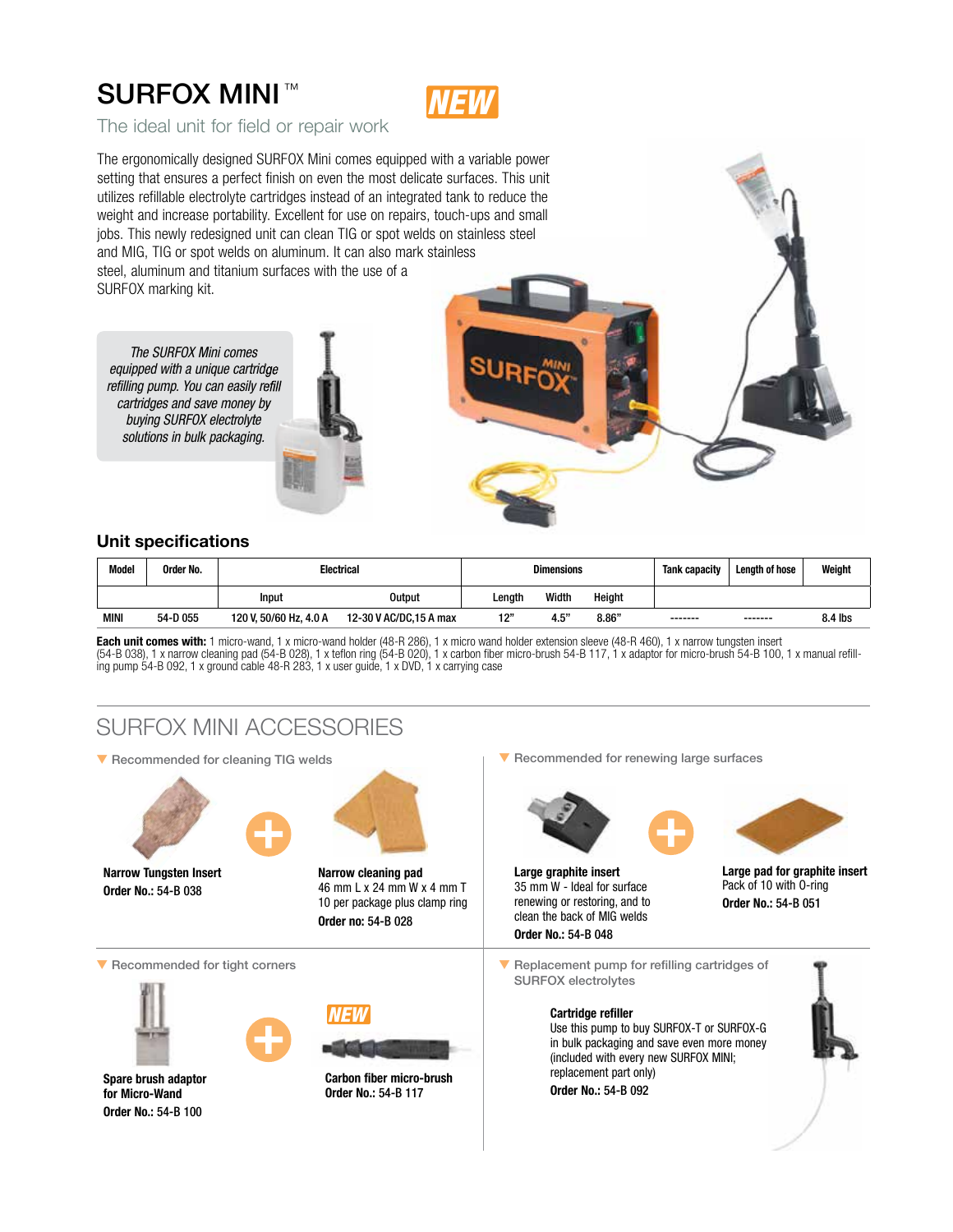# SURFOX MINI ™

**NEW**

The ideal unit for field or repair work

The ergonomically designed SURFOX Mini comes equipped with a variable power setting that ensures a perfect finish on even the most delicate surfaces. This unit utilizes refillable electrolyte cartridges instead of an integrated tank to reduce the weight and increase portability. Excellent for use on repairs, touch-ups and small jobs. This newly redesigned unit can clean TIG or spot welds on stainless steel and MIG, TIG or spot welds on aluminum. It can also mark stainless steel, aluminum and titanium surfaces with the use of a SURFOX marking kit.

*The SURFOX Mini comes equipped with a unique cartridge refilling pump. You can easily refill cartridges and save money by buying SURFOX electrolyte solutions in bulk packaging.*

## Unit specifications

| Model | Order No. | Electrical | | Dimensions | | | Tank capacity | Length of hose | Weight |
|---|---|---|---|---|---|---|---|---|---|
| | | Input | Output | Length | Width | Height | | | |
| MINI | 54-D 055 | 120 V, 50/60 Hz, 4.0 A | 12-30 V AC/DC,15 A max | 12" | 4.5" | 8.86" | ------- | ------- | 8.4 lbs |

**Each unit comes with:** 1 micro-wand, 1 x micro-wand holder (48-R 286), 1 x micro wand holder extension sleeve (48-R 460), 1 x narrow tungsten insert (54-B 038), 1 x narrow cleaning pad (54-B 028), 1 x teflon ring (54-B 020), 1 x carbon fiber micro-brush 54-B 117, 1 x adaptor for micro-brush 54-B 100, 1 x manual refilling pump 54-B 092, 1 x ground cable 48-R 283, 1 x user guide, 1 x DVD, 1 x carrying case

## SURFOX MINI ACCESSORIES

### Recommended for cleaning TIG welds

**Narrow Tungsten Insert**
**Order No.: 54-B 038**

+

**Narrow cleaning pad**
46 mm L x 24 mm W x 4 mm T
10 per package plus clamp ring
**Order no: 54-B 028**

### Recommended for renewing large surfaces

**Large graphite insert**
35 mm W - Ideal for surface renewing or restoring, and to clean the back of MIG welds
**Order No.: 54-B 048**

+

**Large pad for graphite insert**
Pack of 10 with O-ring
**Order No.: 54-B 051**

### Recommended for tight corners

**Spare brush adaptor for Micro-Wand**
**Order No.: 54-B 100**

+

**NEW**

**Carbon fiber micro-brush**
**Order No.: 54-B 117**

### Replacement pump for refilling cartridges of SURFOX electrolytes

**Cartridge refiller**
Use this pump to buy SURFOX-T or SURFOX-G in bulk packaging and save even more money (included with every new SURFOX MINI; replacement part only)
**Order No.: 54-B 092**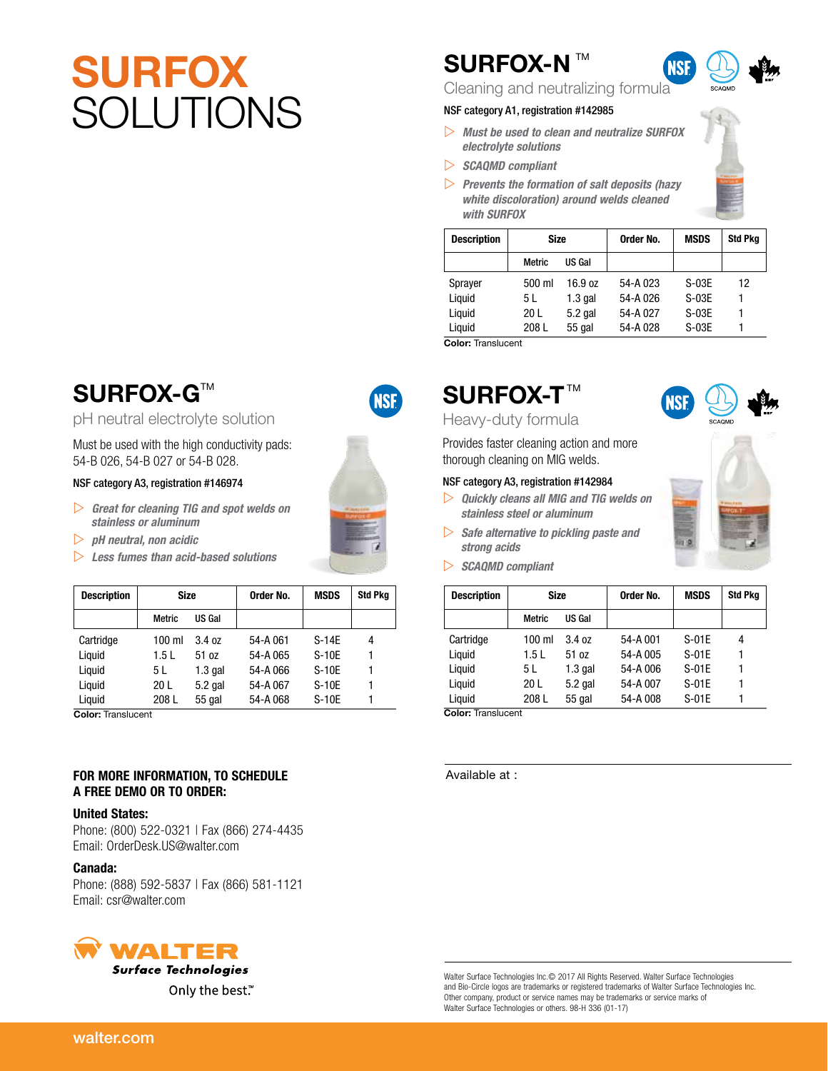# **SURFOX** SOLUTIONS

## SURFOX-N™

Cleaning and neutralizing formula

NSF category A1, registration #142985

- *Must be used to clean and neutralize SURFOX electrolyte solutions*
- *SCAQMD compliant*
- *Prevents the formation of salt deposits (hazy white discoloration) around welds cleaned with SURFOX*

| Description | Size | | Order No. | MSDS | Std Pkg |
|---|---|---|---|---|---|
| | Metric | US Gal | | | |
| Sprayer | 500 ml | 16.9 oz | 54-A 023 | S-03E | 12 |
| Liquid | 5 L | 1.3 gal | 54-A 026 | S-03E | 1 |
| Liquid | 20 L | 5.2 gal | 54-A 027 | S-03E | 1 |
| Liquid | 208 L | 55 gal | 54-A 028 | S-03E | 1 |

**Color:** Translucent

## SURFOX-G™

pH neutral electrolyte solution

Must be used with the high conductivity pads: 54-B 026, 54-B 027 or 54-B 028.

NSF category A3, registration #146974

- *Great for cleaning TIG and spot welds on stainless or aluminum*
- *pH neutral, non acidic*
- *Less fumes than acid-based solutions*

| Description | Size | | Order No. | MSDS | Std Pkg |
|---|---|---|---|---|---|
| | Metric | US Gal | | | |
| Cartridge | 100 ml | 3.4 oz | 54-A 061 | S-14E | 4 |
| Liquid | 1.5 L | 51 oz | 54-A 065 | S-10E | 1 |
| Liquid | 5 L | 1.3 gal | 54-A 066 | S-10E | 1 |
| Liquid | 20 L | 5.2 gal | 54-A 067 | S-10E | 1 |
| Liquid | 208 L | 55 gal | 54-A 068 | S-10E | 1 |

**Color:** Translucent

## SURFOX-T™

Heavy-duty formula

Provides faster cleaning action and more thorough cleaning on MIG welds.

NSF category A3, registration #142984

- *Quickly cleans all MIG and TIG welds on stainless steel or aluminum*
- *Safe alternative to pickling paste and strong acids*
- *SCAQMD compliant*

| Description | Size | | Order No. | MSDS | Std Pkg |
|---|---|---|---|---|---|
| | Metric | US Gal | | | |
| Cartridge | 100 ml | 3.4 oz | 54-A 001 | S-01E | 4 |
| Liquid | 1.5 L | 51 oz | 54-A 005 | S-01E | 1 |
| Liquid | 5 L | 1.3 gal | 54-A 006 | S-01E | 1 |
| Liquid | 20 L | 5.2 gal | 54-A 007 | S-01E | 1 |
| Liquid | 208 L | 55 gal | 54-A 008 | S-01E | 1 |

**Color:** Translucent

**FOR MORE INFORMATION, TO SCHEDULE A FREE DEMO OR TO ORDER:**

**United States:**
Phone: (800) 522-0321 | Fax (866) 274-4435
Email: OrderDesk.US@walter.com

**Canada:**
Phone: (888) 592-5837 | Fax (866) 581-1121
Email: csr@walter.com

WALTER Surface Technologies
Only the best.™

Available at :

Walter Surface Technologies Inc.© 2017 All Rights Reserved. Walter Surface Technologies and Bio-Circle logos are trademarks or registered trademarks of Walter Surface Technologies Inc. Other company, product or service names may be trademarks or service marks of Walter Surface Technologies or others. 98-H 336 (01-17)

walter.com